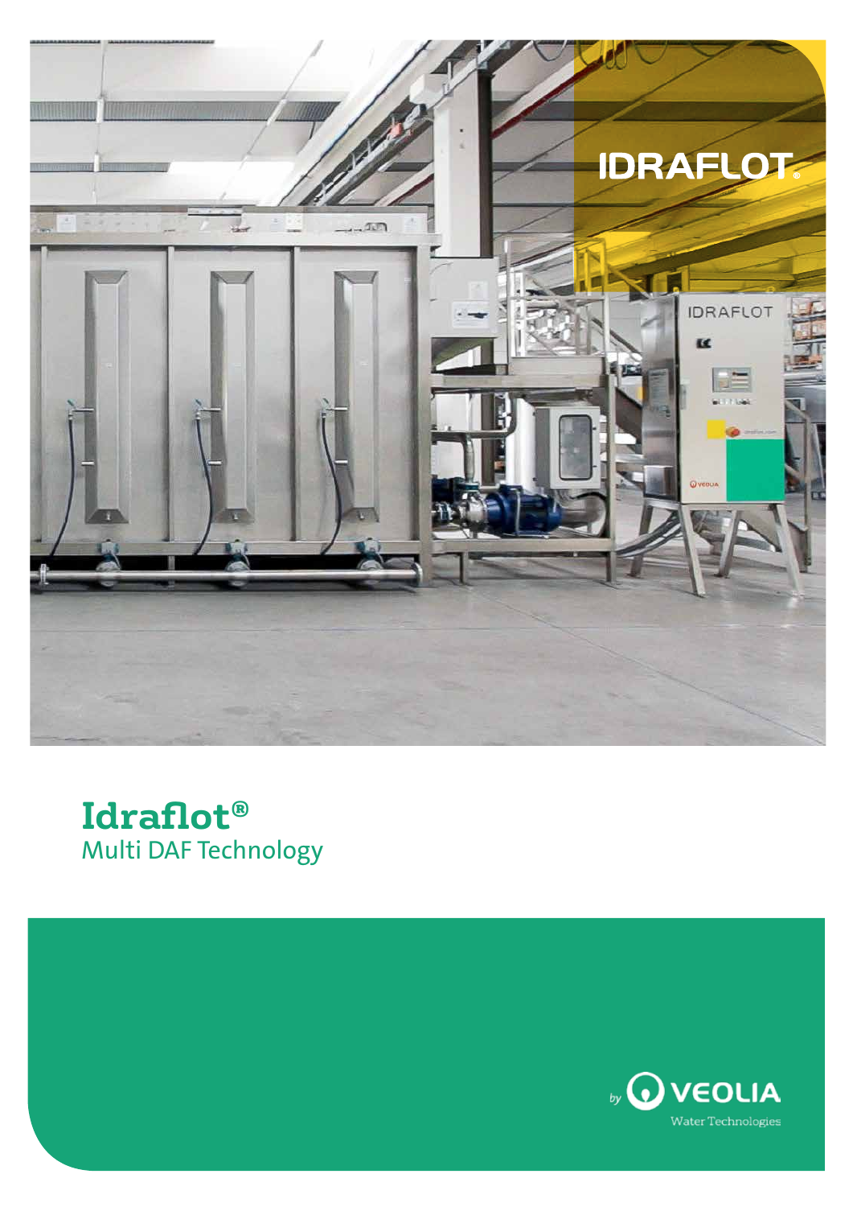# Idraflot®

## Multi DAF Technology

by VEOLIA Water Technologies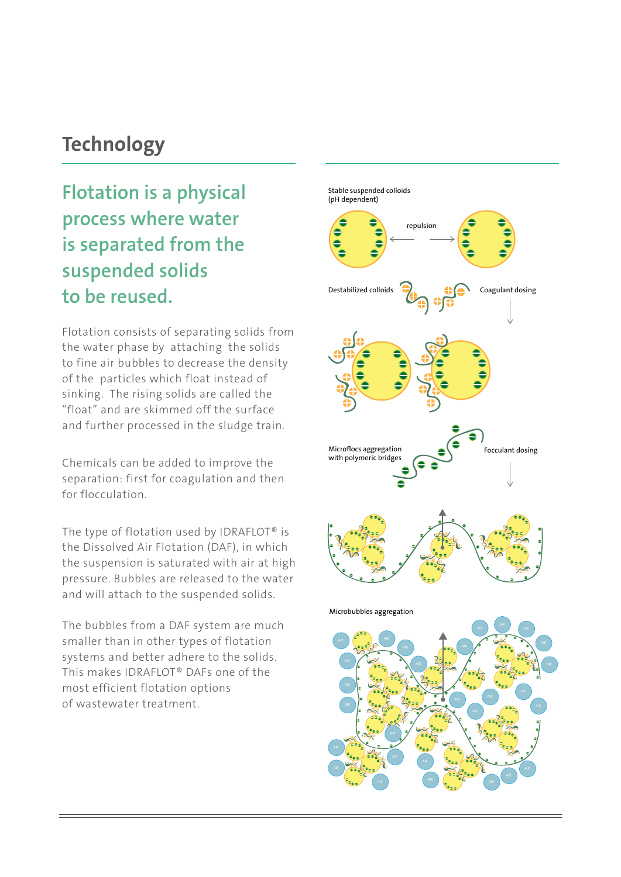# Technology

## Flotation is a physical process where water is separated from the suspended solids to be reused.

Flotation consists of separating solids from the water phase by attaching the solids to fine air bubbles to decrease the density of the particles which float instead of sinking. The rising solids are called the "float" and are skimmed off the surface and further processed in the sludge train.

Chemicals can be added to improve the separation: first for coagulation and then for flocculation.

The type of flotation used by IDRAFLOT® is the Dissolved Air Flotation (DAF), in which the suspension is saturated with air at high pressure. Bubbles are released to the water and will attach to the suspended solids.

The bubbles from a DAF system are much smaller than in other types of flotation systems and better adhere to the solids. This makes IDRAFLOT® DAFs one of the most efficient flotation options of wastewater treatment.

Stable suspended colloids (pH dependent)

repulsion

Destabilized colloids

Coagulant dosing

Microflocs aggregation with polymeric bridges

Focculant dosing

Microbubbles aggregation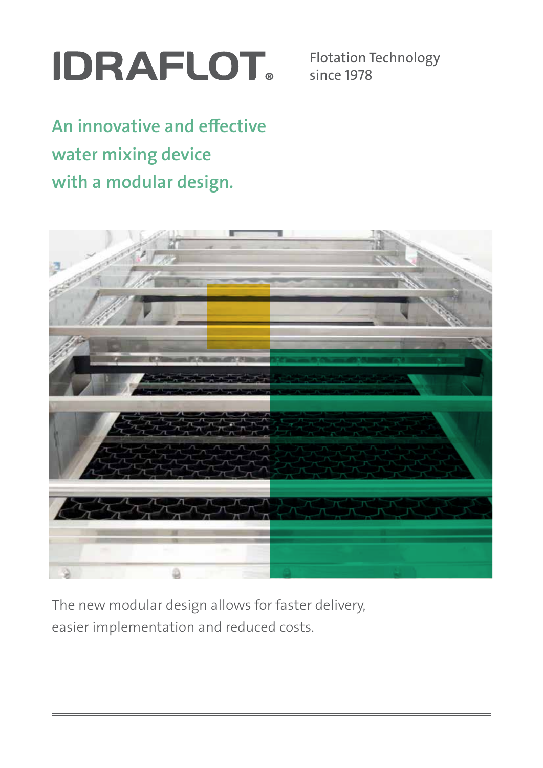# IDRAFLOT®

Flotation Technology
since 1978

## An innovative and effective water mixing device with a modular design.

The new modular design allows for faster delivery, easier implementation and reduced costs.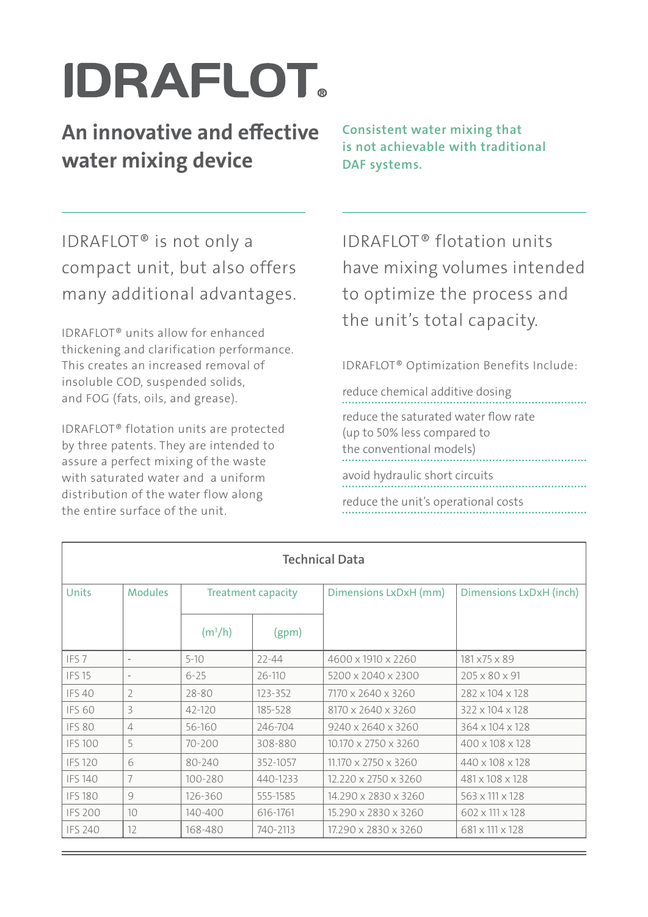# IDRAFLOT®

## An innovative and effective water mixing device

**Consistent water mixing that is not achievable with traditional DAF systems.**

IDRAFLOT® is not only a compact unit, but also offers many additional advantages.

IDRAFLOT® units allow for enhanced thickening and clarification performance. This creates an increased removal of insoluble COD, suspended solids, and FOG (fats, oils, and grease).

IDRAFLOT® flotation units are protected by three patents. They are intended to assure a perfect mixing of the waste with saturated water and a uniform distribution of the water flow along the entire surface of the unit.

IDRAFLOT® flotation units have mixing volumes intended to optimize the process and the unit's total capacity.

IDRAFLOT® Optimization Benefits Include:

- reduce chemical additive dosing
- reduce the saturated water flow rate (up to 50% less compared to the conventional models)
- avoid hydraulic short circuits
- reduce the unit's operational costs

**Technical Data**

| Units | Modules | Treatment capacity | | Dimensions LxDxH (mm) | Dimensions LxDxH (inch) |
|---|---|---|---|---|---|
| | | ($m^3/h$) | (gpm) | | |
| IFS 7 | - | 5-10 | 22-44 | 4600 x 1910 x 2260 | 181 x75 x 89 |
| IFS 15 | - | 6-25 | 26-110 | 5200 x 2040 x 2300 | 205 x 80 x 91 |
| IFS 40 | 2 | 28-80 | 123-352 | 7170 x 2640 x 3260 | 282 x 104 x 128 |
| IFS 60 | 3 | 42-120 | 185-528 | 8170 x 2640 x 3260 | 322 x 104 x 128 |
| IFS 80 | 4 | 56-160 | 246-704 | 9240 x 2640 x 3260 | 364 x 104 x 128 |
| IFS 100 | 5 | 70-200 | 308-880 | 10.170 x 2750 x 3260 | 400 x 108 x 128 |
| IFS 120 | 6 | 80-240 | 352-1057 | 11.170 x 2750 x 3260 | 440 x 108 x 128 |
| IFS 140 | 7 | 100-280 | 440-1233 | 12.220 x 2750 x 3260 | 481 x 108 x 128 |
| IFS 180 | 9 | 126-360 | 555-1585 | 14.290 x 2830 x 3260 | 563 x 111 x 128 |
| IFS 200 | 10 | 140-400 | 616-1761 | 15.290 x 2830 x 3260 | 602 x 111 x 128 |
| IFS 240 | 12 | 168-480 | 740-2113 | 17.290 x 2830 x 3260 | 681 x 111 x 128 |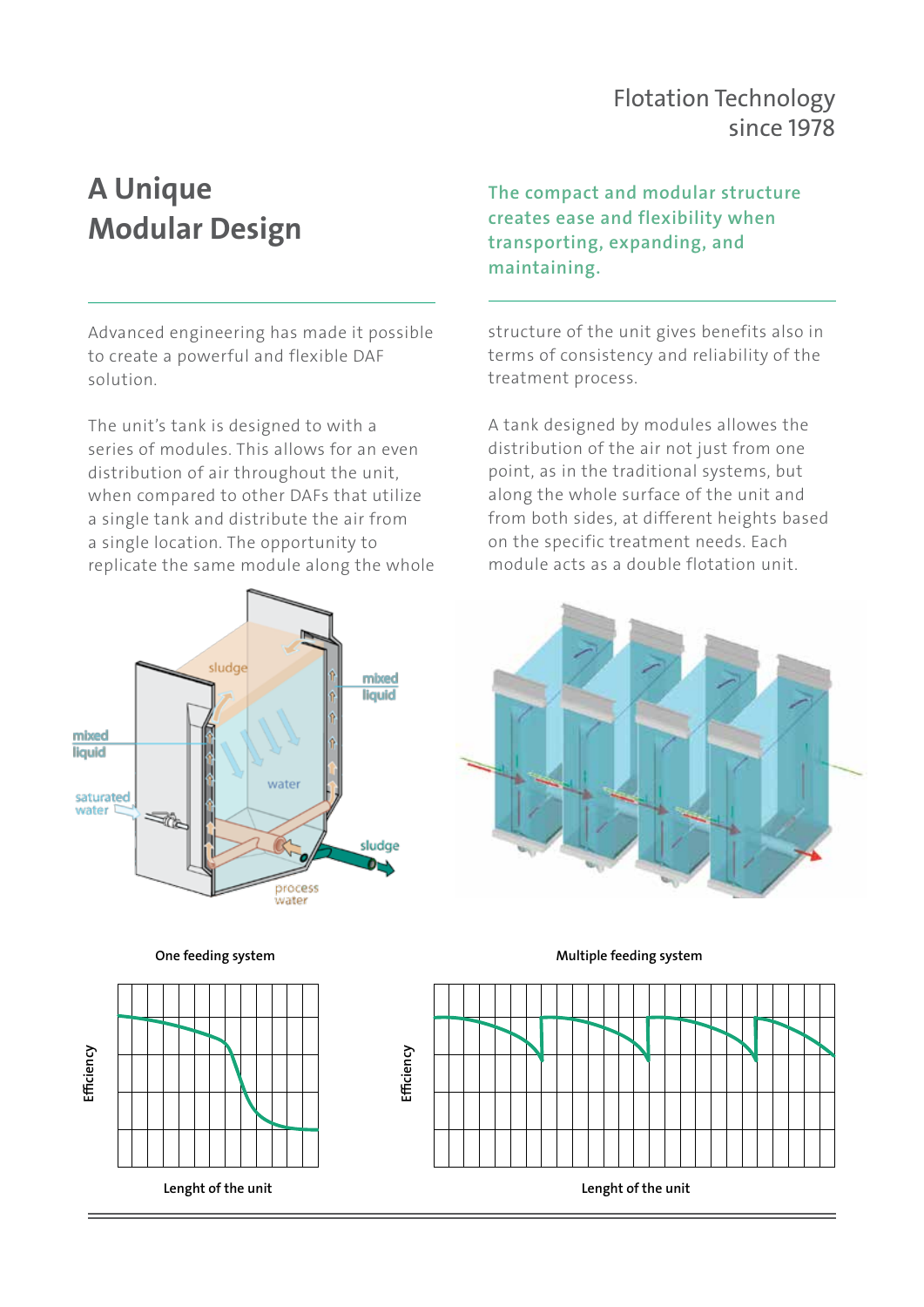Flotation Technology
since 1978

# A Unique Modular Design

**The compact and modular structure creates ease and flexibility when transporting, expanding, and maintaining.**

Advanced engineering has made it possible to create a powerful and flexible DAF solution.

The unit's tank is designed to with a series of modules. This allows for an even distribution of air throughout the unit, when compared to other DAFs that utilize a single tank and distribute the air from a single location. The opportunity to replicate the same module along the whole structure of the unit gives benefits also in terms of consistency and reliability of the treatment process.

A tank designed by modules allowes the distribution of the air not just from one point, as in the traditional systems, but along the whole surface of the unit and from both sides, at different heights based on the specific treatment needs. Each module acts as a double flotation unit.

sludge
mixed liquid
mixed liquid
saturated water
water
sludge
process water

**One feeding system**

Efficiency

**Lenght of the unit**

**Multiple feeding system**

Efficiency

**Lenght of the unit**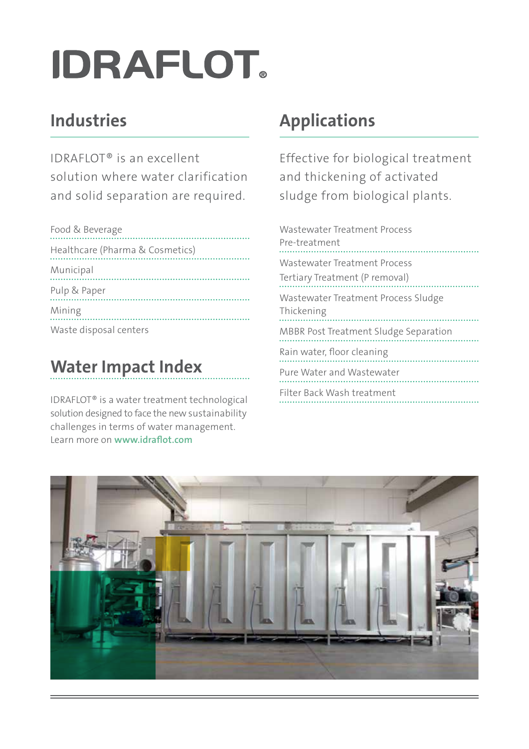# IDRAFLOT®

## Industries

IDRAFLOT® is an excellent solution where water clarification and solid separation are required.

- Food & Beverage
- Healthcare (Pharma & Cosmetics)
- Municipal
- Pulp & Paper
- Mining
- Waste disposal centers

## Water Impact Index

IDRAFLOT® is a water treatment technological solution designed to face the new sustainability challenges in terms of water management. Learn more on **www.idraflot.com**

## Applications

Effective for biological treatment and thickening of activated sludge from biological plants.

- Wastewater Treatment Process Pre-treatment
- Wastewater Treatment Process Tertiary Treatment (P removal)
- Wastewater Treatment Process Sludge Thickening
- MBBR Post Treatment Sludge Separation
- Rain water, floor cleaning
- Pure Water and Wastewater
- Filter Back Wash treatment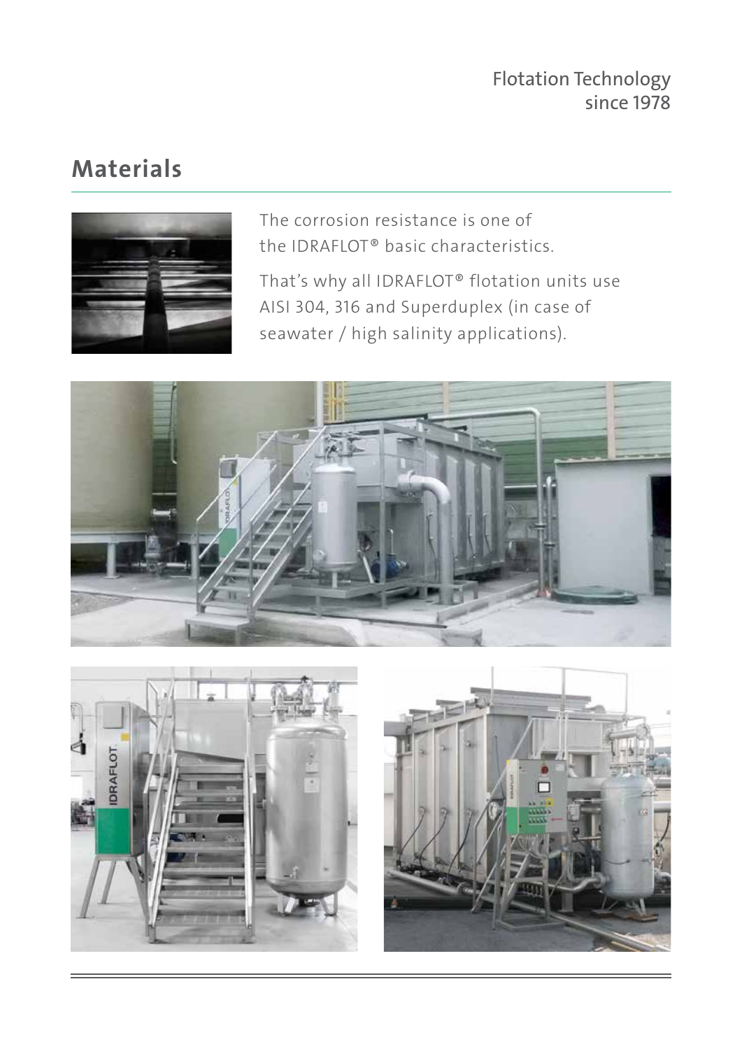## Materials

The corrosion resistance is one of the IDRAFLOT® basic characteristics.

That's why all IDRAFLOT® flotation units use AISI 304, 316 and Superduplex (in case of seawater / high salinity applications).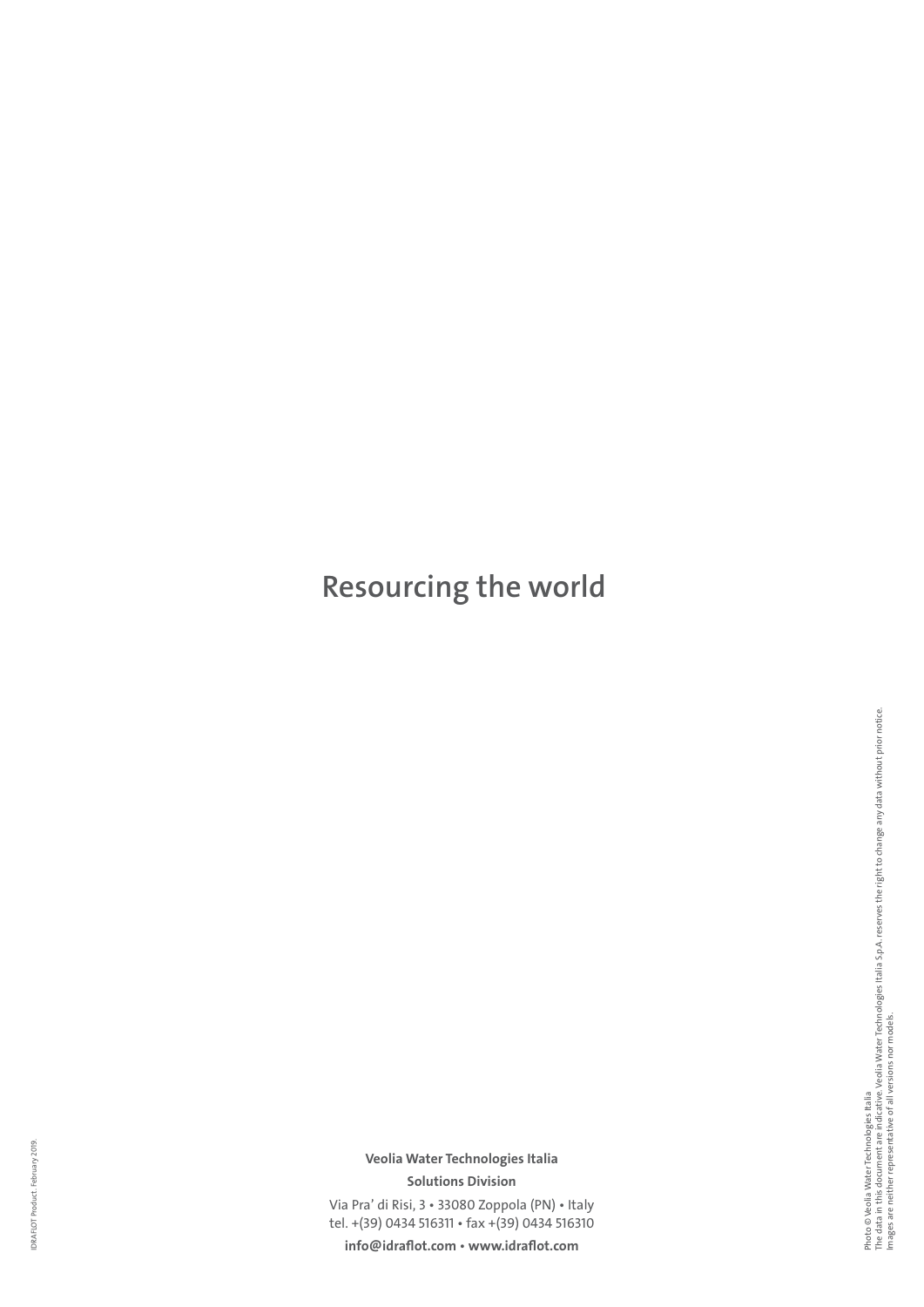## Resourcing the world

**Veolia Water Technologies Italia**

**Solutions Division**

Via Pra' di Risi, 3 • 33080 Zoppola (PN) • Italy
tel. +(39) 0434 516311 • fax +(39) 0434 516310

**info@idraflot.com • www.idraflot.com**

IDRAFLOT Product. February 2019.

Photo © Veolia Water Technologies Italia
The data in this document are indicative. Veolia Water Technologies Italia S.p.A. reserves the right to change any data without prior notice.
Images are neither representative of all versions nor models.